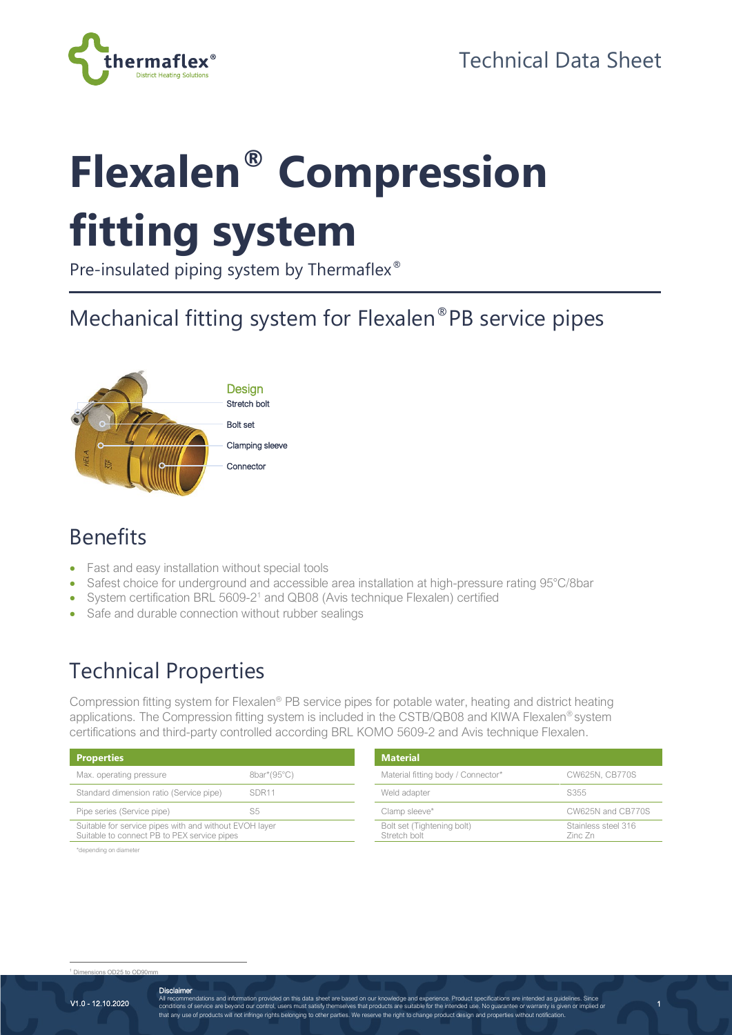Technical Data Sheet

# Flexalen® Compression fitting system

Pre-insulated piping system by Thermaflex®

## Mechanical fitting system for Flexalen® PB service pipes

Design
- Stretch bolt
- Bolt set
- Clamping sleeve
- Connector

## Benefits

- Fast and easy installation without special tools
- Safest choice for underground and accessible area installation at high-pressure rating 95°C/8bar
- System certification BRL 5609-2[1] and QB08 (Avis technique Flexalen) certified
- Safe and durable connection without rubber sealings

## Technical Properties

Compression fitting system for Flexalen® PB service pipes for potable water, heating and district heating applications. The Compression fitting system is included in the CSTB/QB08 and KIWA Flexalen® system certifications and third-party controlled according BRL KOMO 5609-2 and Avis technique Flexalen.

| Properties | |
|---|---|
| Max. operating pressure | 8bar*(95°C) |
| Standard dimension ratio (Service pipe) | SDR11 |
| Pipe series (Service pipe) | S5 |
| Suitable for service pipes with and without EVOH layer<br>Suitable to connect PB to PEX service pipes | |

*depending on diameter

| Material | |
|---|---|
| Material fitting body / Connector* | CW625N, CB770S |
| Weld adapter | S355 |
| Clamp sleeve* | CW625N and CB770S |
| Bolt set (Tightening bolt)<br>Stretch bolt | Stainless steel 316<br>Zinc Zn |

[1] Dimensions OD25 to OD90mm

V1.0 - 12.10.2020

**Disclaimer**
All recommendations and information provided on this data sheet are based on our knowledge and experience. Product specifications are intended as guidelines. Since conditions of service are beyond our control, users must satisfy themselves that products are suitable for the intended use. No guarantee or warranty is given or implied or that any use of products will not infringe rights belonging to other parties. We reserve the right to change product design and properties without notification.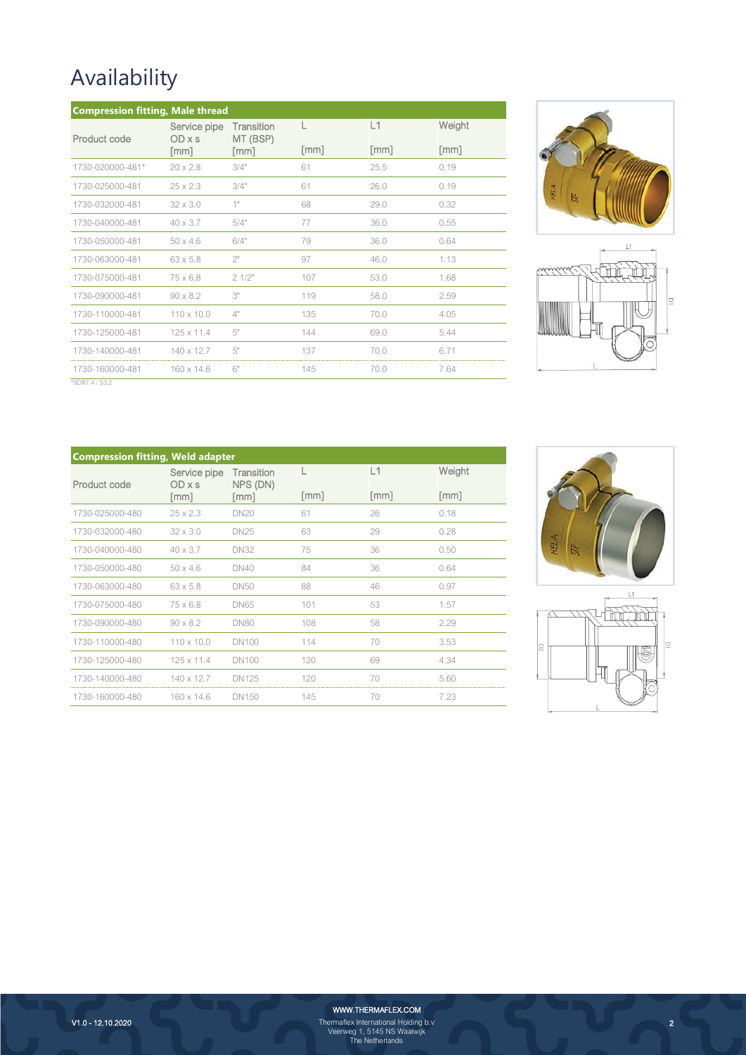# Availability

**Compression fitting, Male thread**

| Product code | Service pipe OD x s [mm] | Transition MT (BSP) [mm] | L [mm] | L1 [mm] | Weight [mm] |
|---|---|---|---|---|---|
| 1730-020000-481* | 20 x 2.8 | 3/4" | 61 | 25.5 | 0.19 |
| 1730-025000-481 | 25 x 2.3 | 3/4" | 61 | 26.0 | 0.19 |
| 1730-032000-481 | 32 x 3.0 | 1" | 68 | 29.0 | 0.32 |
| 1730-040000-481 | 40 x 3.7 | 5/4" | 77 | 36.0 | 0.55 |
| 1730-050000-481 | 50 x 4.6 | 6/4" | 79 | 36.0 | 0.64 |
| 1730-063000-481 | 63 x 5.8 | 2" | 97 | 46.0 | 1.13 |
| 1730-075000-481 | 75 x 6.8 | 2 1/2" | 107 | 53.0 | 1.68 |
| 1730-090000-481 | 90 x 8.2 | 3" | 119 | 58.0 | 2.59 |
| 1730-110000-481 | 110 x 10.0 | 4" | 135 | 70.0 | 4.05 |
| 1730-125000-481 | 125 x 11.4 | 5" | 144 | 69.0 | 5.44 |
| 1730-140000-481 | 140 x 12.7 | 5" | 137 | 70.0 | 6.71 |
| 1730-160000-481 | 160 x 14.6 | 6" | 145 | 70.0 | 7.64 |

*SDR7,4 / S3.2

**Compression fitting, Weld adapter**

| Product code | Service pipe OD x s [mm] | Transition NPS (DN) [mm] | L [mm] | L1 [mm] | Weight [mm] |
|---|---|---|---|---|---|
| 1730-025000-480 | 25 x 2.3 | DN20 | 61 | 26 | 0.18 |
| 1730-032000-480 | 32 x 3.0 | DN25 | 63 | 29 | 0.28 |
| 1730-040000-480 | 40 x 3.7 | DN32 | 75 | 36 | 0.50 |
| 1730-050000-480 | 50 x 4.6 | DN40 | 84 | 36 | 0.64 |
| 1730-063000-480 | 63 x 5.8 | DN50 | 88 | 46 | 0.97 |
| 1730-075000-480 | 75 x 6.8 | DN65 | 101 | 53 | 1.57 |
| 1730-090000-480 | 90 x 8.2 | DN80 | 108 | 58 | 2.29 |
| 1730-110000-480 | 110 x 10.0 | DN100 | 114 | 70 | 3.53 |
| 1730-125000-480 | 125 x 11.4 | DN100 | 120 | 69 | 4.34 |
| 1730-140000-480 | 140 x 12.7 | DN125 | 120 | 70 | 5.60 |
| 1730-160000-480 | 160 x 14.6 | DN150 | 145 | 70 | 7.23 |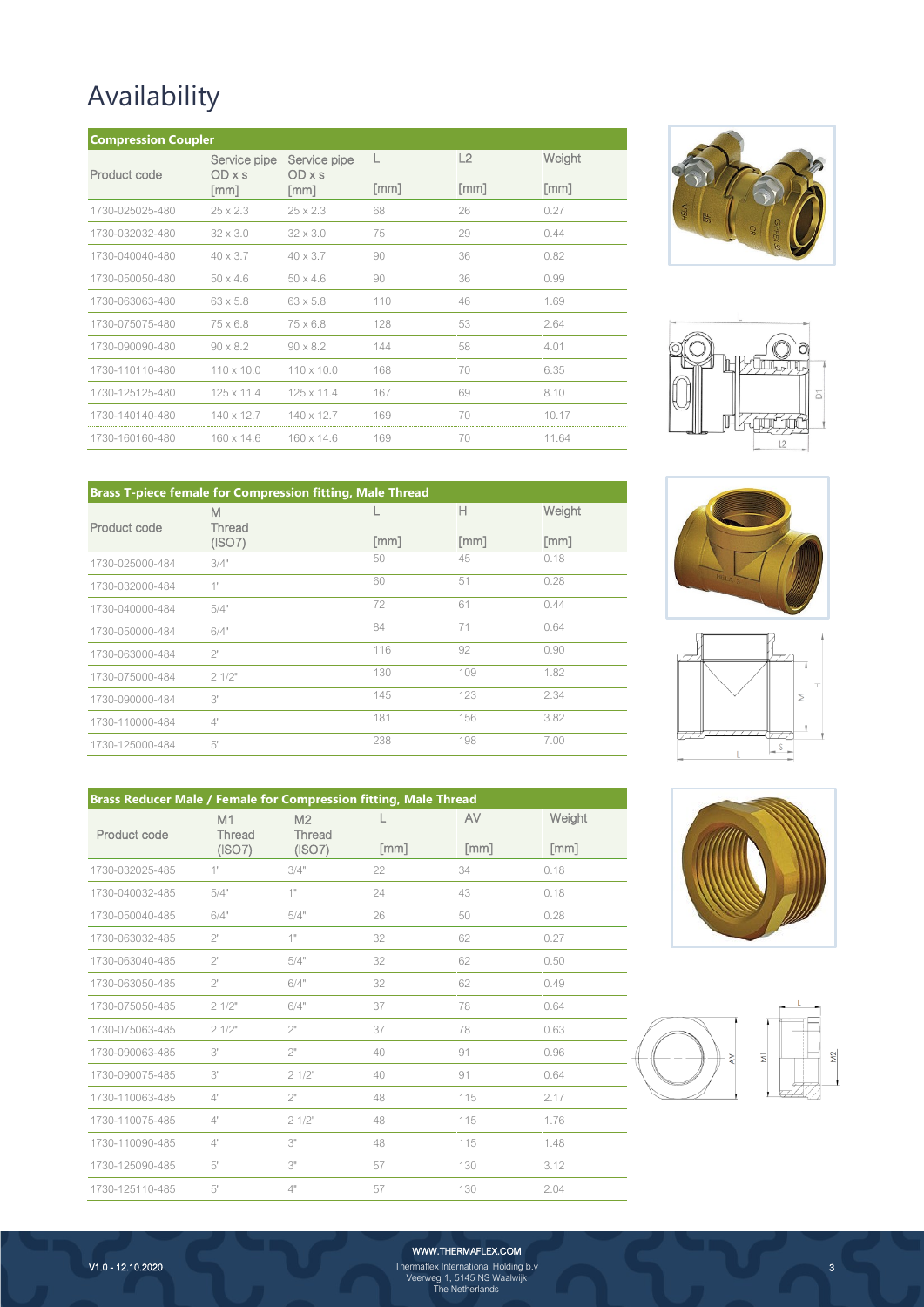# Availability

| Compression Coupler | | | | | |
|---|---|---|---|---|---|
| Product code | Service pipe OD x s [mm] | Service pipe OD x s [mm] | L [mm] | L2 [mm] | Weight [mm] |
| 1730-025025-480 | 25 x 2.3 | 25 x 2.3 | 68 | 26 | 0.27 |
| 1730-032032-480 | 32 x 3.0 | 32 x 3.0 | 75 | 29 | 0.44 |
| 1730-040040-480 | 40 x 3.7 | 40 x 3.7 | 90 | 36 | 0.82 |
| 1730-050050-480 | 50 x 4.6 | 50 x 4.6 | 90 | 36 | 0.99 |
| 1730-063063-480 | 63 x 5.8 | 63 x 5.8 | 110 | 46 | 1.69 |
| 1730-075075-480 | 75 x 6.8 | 75 x 6.8 | 128 | 53 | 2.64 |
| 1730-090090-480 | 90 x 8.2 | 90 x 8.2 | 144 | 58 | 4.01 |
| 1730-110110-480 | 110 x 10.0 | 110 x 10.0 | 168 | 70 | 6.35 |
| 1730-125125-480 | 125 x 11.4 | 125 x 11.4 | 167 | 69 | 8.10 |
| 1730-140140-480 | 140 x 12.7 | 140 x 12.7 | 169 | 70 | 10.17 |
| 1730-160160-480 | 160 x 14.6 | 160 x 14.6 | 169 | 70 | 11.64 |

| Brass T-piece female for Compression fitting, Male Thread | | | | |
|---|---|---|---|---|
| Product code | M Thread (ISO7) | L [mm] | H [mm] | Weight [mm] |
| 1730-025000-484 | 3/4" | 50 | 45 | 0.18 |
| 1730-032000-484 | 1" | 60 | 51 | 0.28 |
| 1730-040000-484 | 5/4" | 72 | 61 | 0.44 |
| 1730-050000-484 | 6/4" | 84 | 71 | 0.64 |
| 1730-063000-484 | 2" | 116 | 92 | 0.90 |
| 1730-075000-484 | 2 1/2" | 130 | 109 | 1.82 |
| 1730-090000-484 | 3" | 145 | 123 | 2.34 |
| 1730-110000-484 | 4" | 181 | 156 | 3.82 |
| 1730-125000-484 | 5" | 238 | 198 | 7.00 |

| Brass Reducer Male / Female for Compression fitting, Male Thread | | | | | |
|---|---|---|---|---|---|
| Product code | M1 Thread (ISO7) | M2 Thread (ISO7) | L [mm] | AV [mm] | Weight [mm] |
| 1730-032025-485 | 1" | 3/4" | 22 | 34 | 0.18 |
| 1730-040032-485 | 5/4" | 1" | 24 | 43 | 0.18 |
| 1730-050040-485 | 6/4" | 5/4" | 26 | 50 | 0.28 |
| 1730-063032-485 | 2" | 1" | 32 | 62 | 0.27 |
| 1730-063040-485 | 2" | 5/4" | 32 | 62 | 0.50 |
| 1730-063050-485 | 2" | 6/4" | 32 | 62 | 0.49 |
| 1730-075050-485 | 2 1/2" | 6/4" | 37 | 78 | 0.64 |
| 1730-075063-485 | 2 1/2" | 2" | 37 | 78 | 0.63 |
| 1730-090063-485 | 3" | 2" | 40 | 91 | 0.96 |
| 1730-090075-485 | 3" | 2 1/2" | 40 | 91 | 0.64 |
| 1730-110063-485 | 4" | 2" | 48 | 115 | 2.17 |
| 1730-110075-485 | 4" | 2 1/2" | 48 | 115 | 1.76 |
| 1730-110090-485 | 4" | 3" | 48 | 115 | 1.48 |
| 1730-125090-485 | 5" | 3" | 57 | 130 | 3.12 |
| 1730-125110-485 | 5" | 4" | 57 | 130 | 2.04 |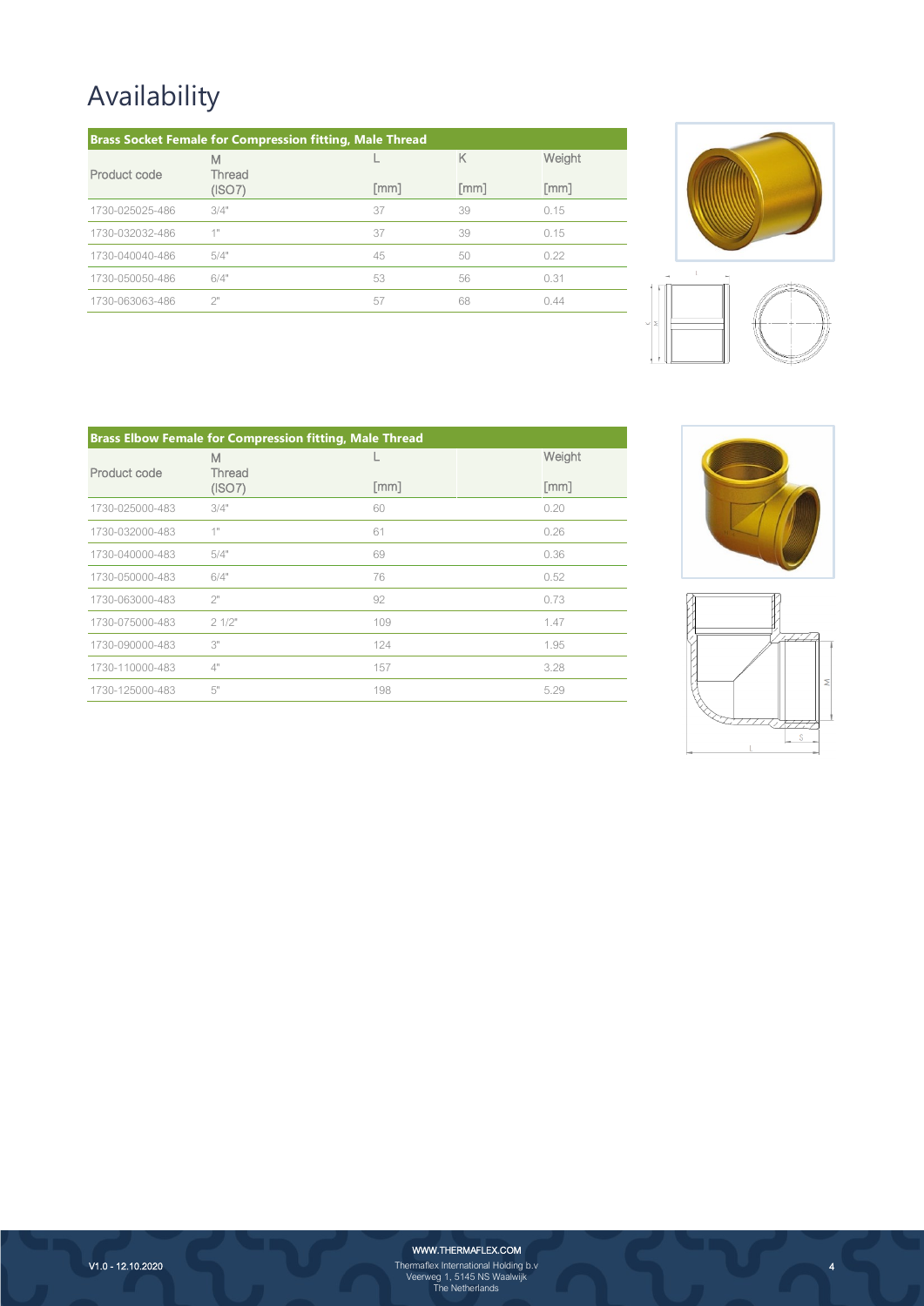# Availability

| Brass Socket Female for Compression fitting, Male Thread | | | | |
|---|---|---|---|---|
| Product code | M Thread (ISO7) | L [mm] | K [mm] | Weight [mm] |
| 1730-025025-486 | 3/4" | 37 | 39 | 0.15 |
| 1730-032032-486 | 1" | 37 | 39 | 0.15 |
| 1730-040040-486 | 5/4" | 45 | 50 | 0.22 |
| 1730-050050-486 | 6/4" | 53 | 56 | 0.31 |
| 1730-063063-486 | 2" | 57 | 68 | 0.44 |

| Brass Elbow Female for Compression fitting, Male Thread | | | | |
|---|---|---|---|---|
| Product code | M Thread (ISO7) | L [mm] | | Weight [mm] |
| 1730-025000-483 | 3/4" | 60 | | 0.20 |
| 1730-032000-483 | 1" | 61 | | 0.26 |
| 1730-040000-483 | 5/4" | 69 | | 0.36 |
| 1730-050000-483 | 6/4" | 76 | | 0.52 |
| 1730-063000-483 | 2" | 92 | | 0.73 |
| 1730-075000-483 | 2 1/2" | 109 | | 1.47 |
| 1730-090000-483 | 3" | 124 | | 1.95 |
| 1730-110000-483 | 4" | 157 | | 3.28 |
| 1730-125000-483 | 5" | 198 | | 5.29 |